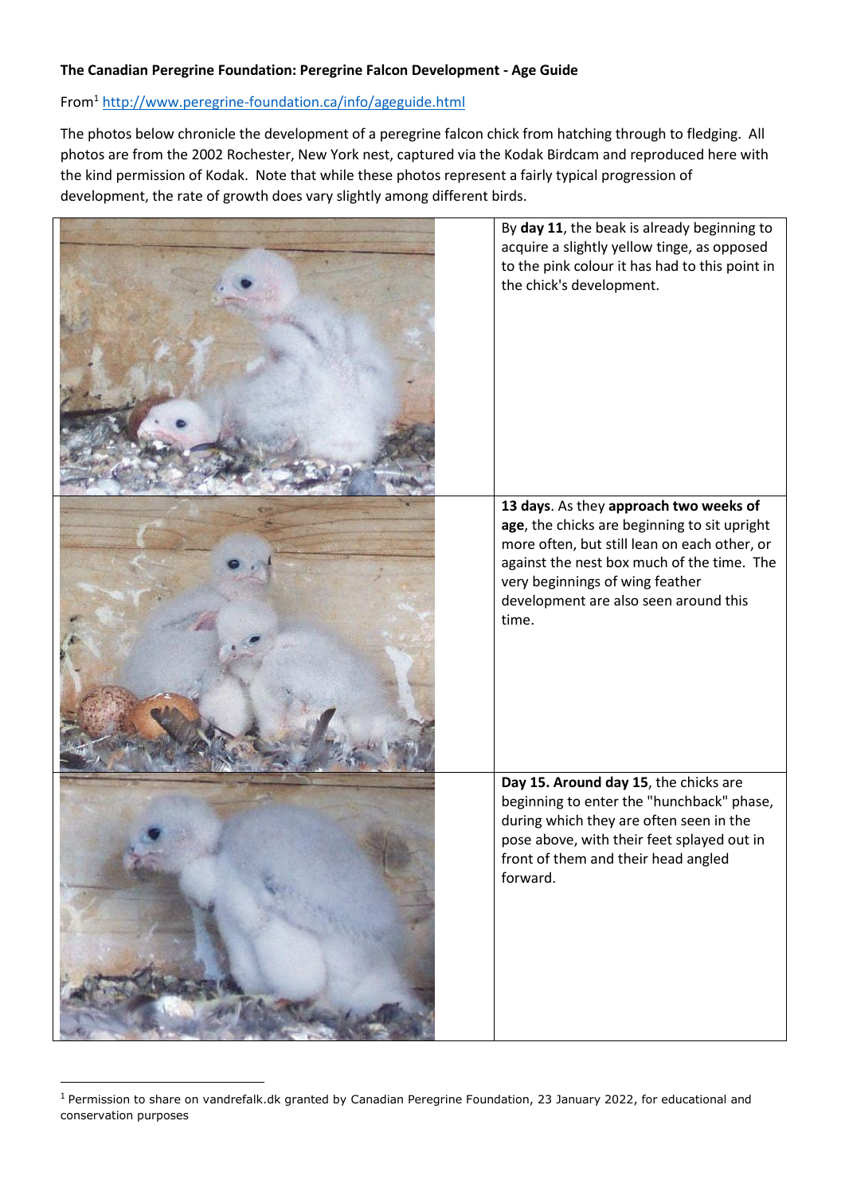**The Canadian Peregrine Foundation: Peregrine Falcon Development - Age Guide**

From[1] http://www.peregrine-foundation.ca/info/ageguide.html

The photos below chronicle the development of a peregrine falcon chick from hatching through to fledging. All photos are from the 2002 Rochester, New York nest, captured via the Kodak Birdcam and reproduced here with the kind permission of Kodak. Note that while these photos represent a fairly typical progression of development, the rate of growth does vary slightly among different birds.

| | |
|---|---|
| | By **day 11**, the beak is already beginning to acquire a slightly yellow tinge, as opposed to the pink colour it has had to this point in the chick's development. |
| | **13 days**. As they **approach two weeks of age**, the chicks are beginning to sit upright more often, but still lean on each other, or against the nest box much of the time. The very beginnings of wing feather development are also seen around this time. |
| | **Day 15. Around day 15**, the chicks are beginning to enter the "hunchback" phase, during which they are often seen in the pose above, with their feet splayed out in front of them and their head angled forward. |

[1] Permission to share on vandrefalk.dk granted by Canadian Peregrine Foundation, 23 January 2022, for educational and conservation purposes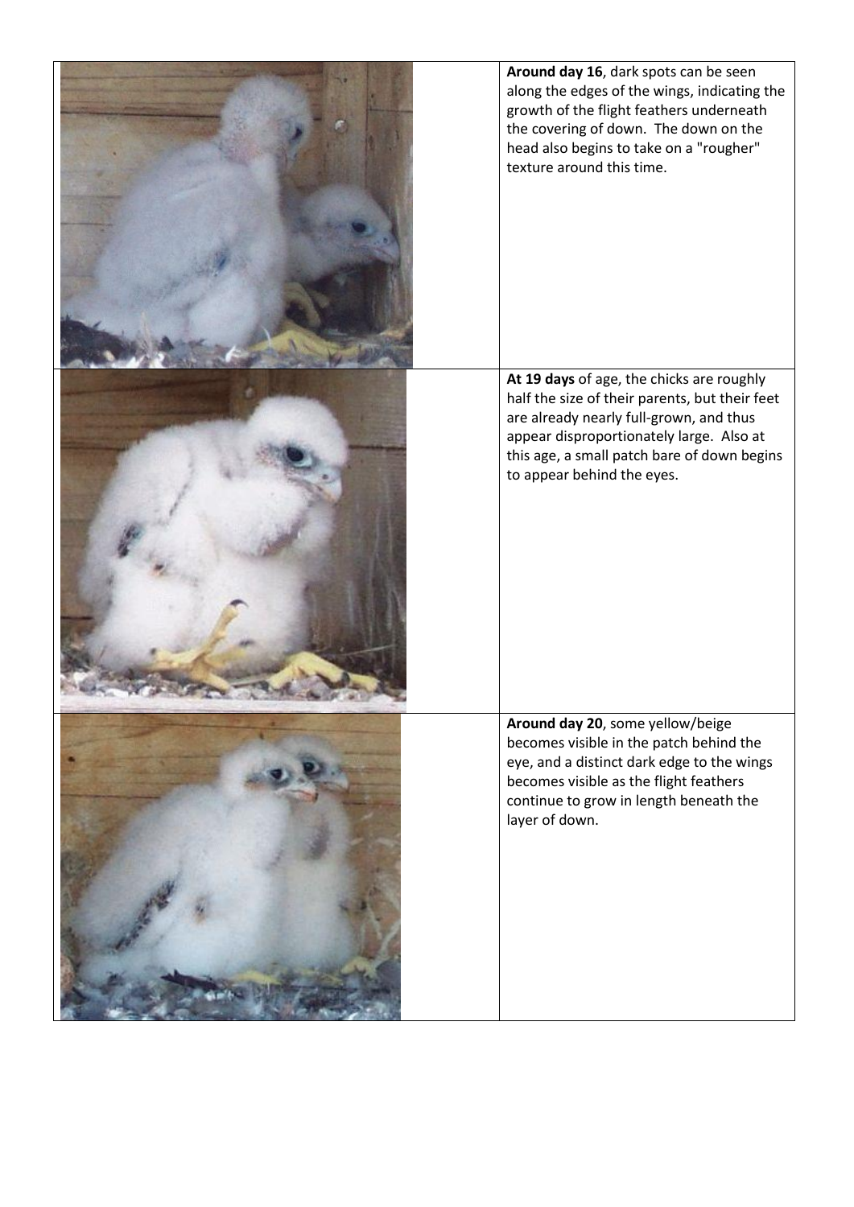**Around day 16**, dark spots can be seen along the edges of the wings, indicating the growth of the flight feathers underneath the covering of down. The down on the head also begins to take on a "rougher" texture around this time.

**At 19 days** of age, the chicks are roughly half the size of their parents, but their feet are already nearly full-grown, and thus appear disproportionately large. Also at this age, a small patch bare of down begins to appear behind the eyes.

**Around day 20**, some yellow/beige becomes visible in the patch behind the eye, and a distinct dark edge to the wings becomes visible as the flight feathers continue to grow in length beneath the layer of down.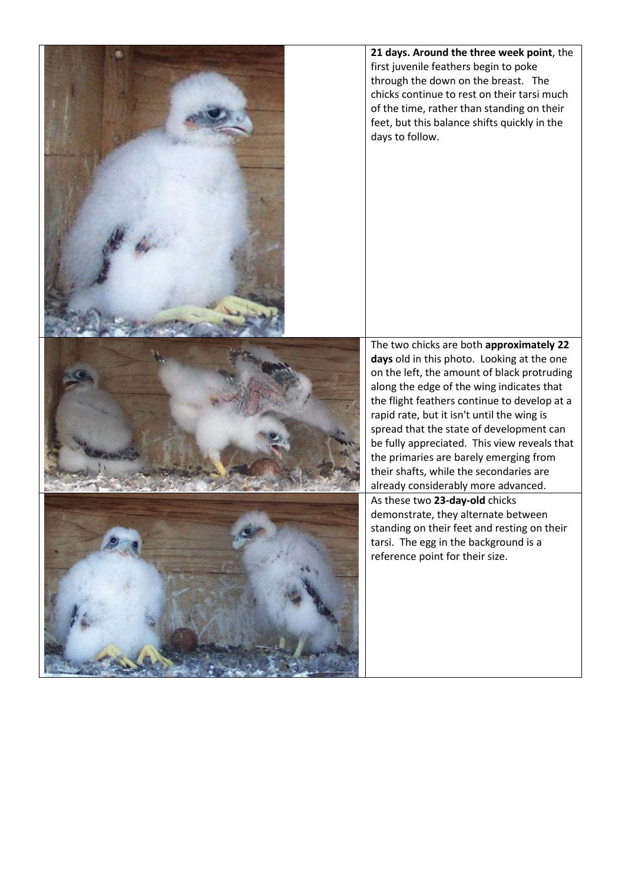**21 days. Around the three week point**, the first juvenile feathers begin to poke through the down on the breast. The chicks continue to rest on their tarsi much of the time, rather than standing on their feet, but this balance shifts quickly in the days to follow.

The two chicks are both **approximately 22 days** old in this photo. Looking at the one on the left, the amount of black protruding along the edge of the wing indicates that the flight feathers continue to develop at a rapid rate, but it isn't until the wing is spread that the state of development can be fully appreciated. This view reveals that the primaries are barely emerging from their shafts, while the secondaries are already considerably more advanced.

As these two **23-day-old** chicks demonstrate, they alternate between standing on their feet and resting on their tarsi. The egg in the background is a reference point for their size.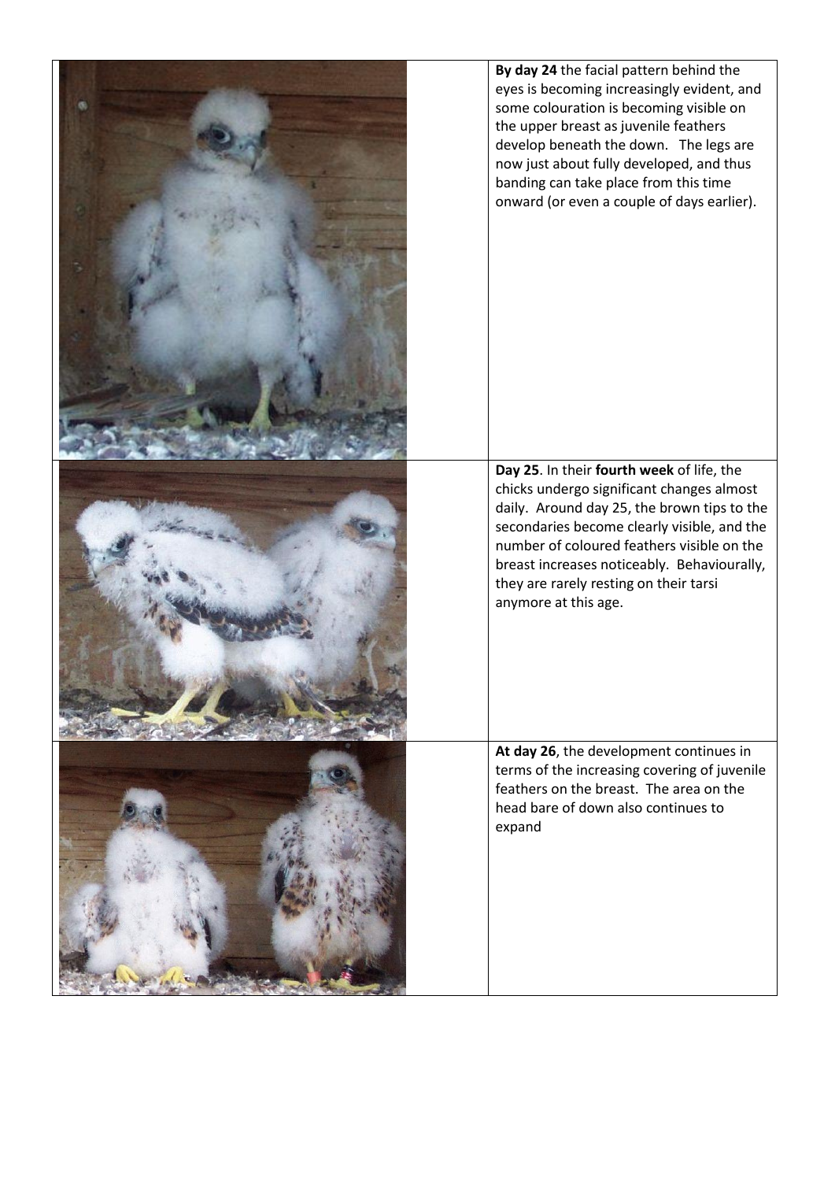**By day 24** the facial pattern behind the eyes is becoming increasingly evident, and some colouration is becoming visible on the upper breast as juvenile feathers develop beneath the down. The legs are now just about fully developed, and thus banding can take place from this time onward (or even a couple of days earlier).

**Day 25**. In their **fourth week** of life, the chicks undergo significant changes almost daily. Around day 25, the brown tips to the secondaries become clearly visible, and the number of coloured feathers visible on the breast increases noticeably. Behaviourally, they are rarely resting on their tarsi anymore at this age.

**At day 26**, the development continues in terms of the increasing covering of juvenile feathers on the breast. The area on the head bare of down also continues to expand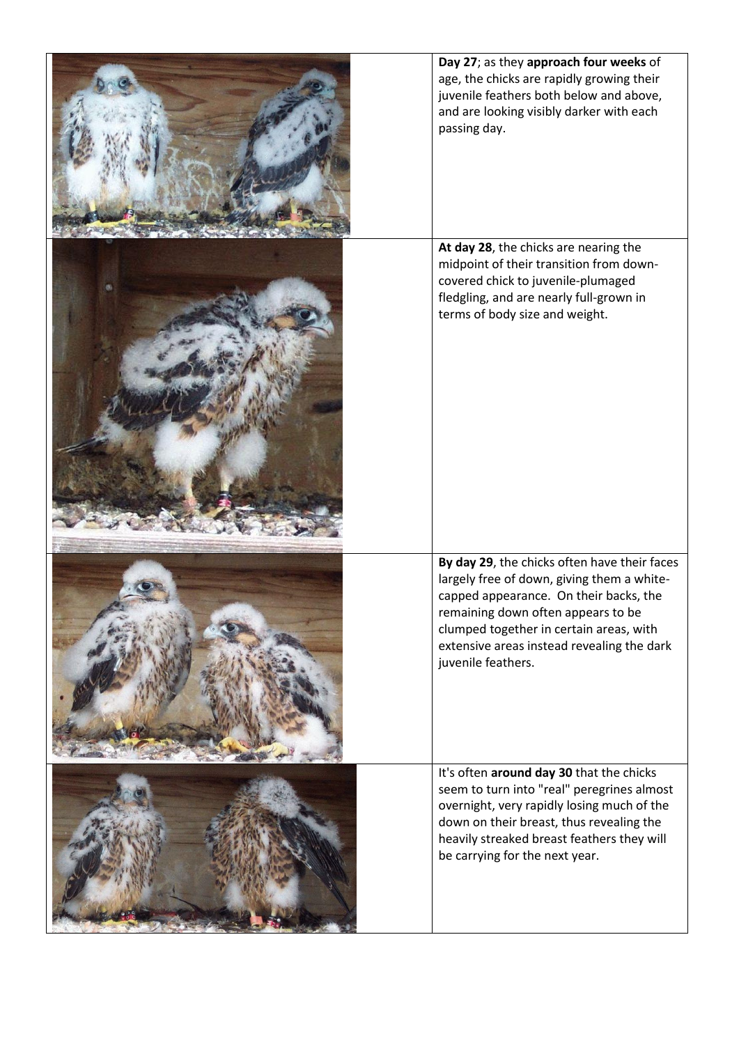**Day 27**; as they **approach four weeks** of age, the chicks are rapidly growing their juvenile feathers both below and above, and are looking visibly darker with each passing day.

**At day 28**, the chicks are nearing the midpoint of their transition from down-covered chick to juvenile-plumaged fledgling, and are nearly full-grown in terms of body size and weight.

**By day 29**, the chicks often have their faces largely free of down, giving them a white-capped appearance. On their backs, the remaining down often appears to be clumped together in certain areas, with extensive areas instead revealing the dark juvenile feathers.

It's often **around day 30** that the chicks seem to turn into "real" peregrines almost overnight, very rapidly losing much of the down on their breast, thus revealing the heavily streaked breast feathers they will be carrying for the next year.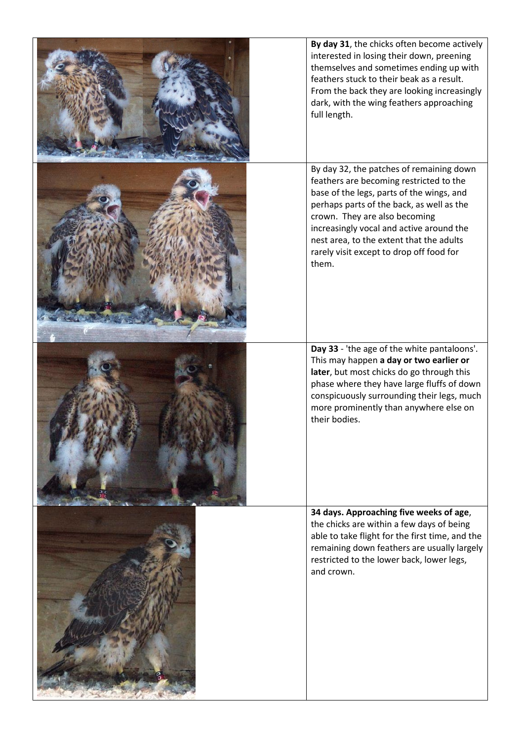**By day 31**, the chicks often become actively interested in losing their down, preening themselves and sometimes ending up with feathers stuck to their beak as a result. From the back they are looking increasingly dark, with the wing feathers approaching full length.

By day 32, the patches of remaining down feathers are becoming restricted to the base of the legs, parts of the wings, and perhaps parts of the back, as well as the crown. They are also becoming increasingly vocal and active around the nest area, to the extent that the adults rarely visit except to drop off food for them.

**Day 33** - 'the age of the white pantaloons'. This may happen **a day or two earlier or later**, but most chicks do go through this phase where they have large fluffs of down conspicuously surrounding their legs, much more prominently than anywhere else on their bodies.

**34 days. Approaching five weeks of age**, the chicks are within a few days of being able to take flight for the first time, and the remaining down feathers are usually largely restricted to the lower back, lower legs, and crown.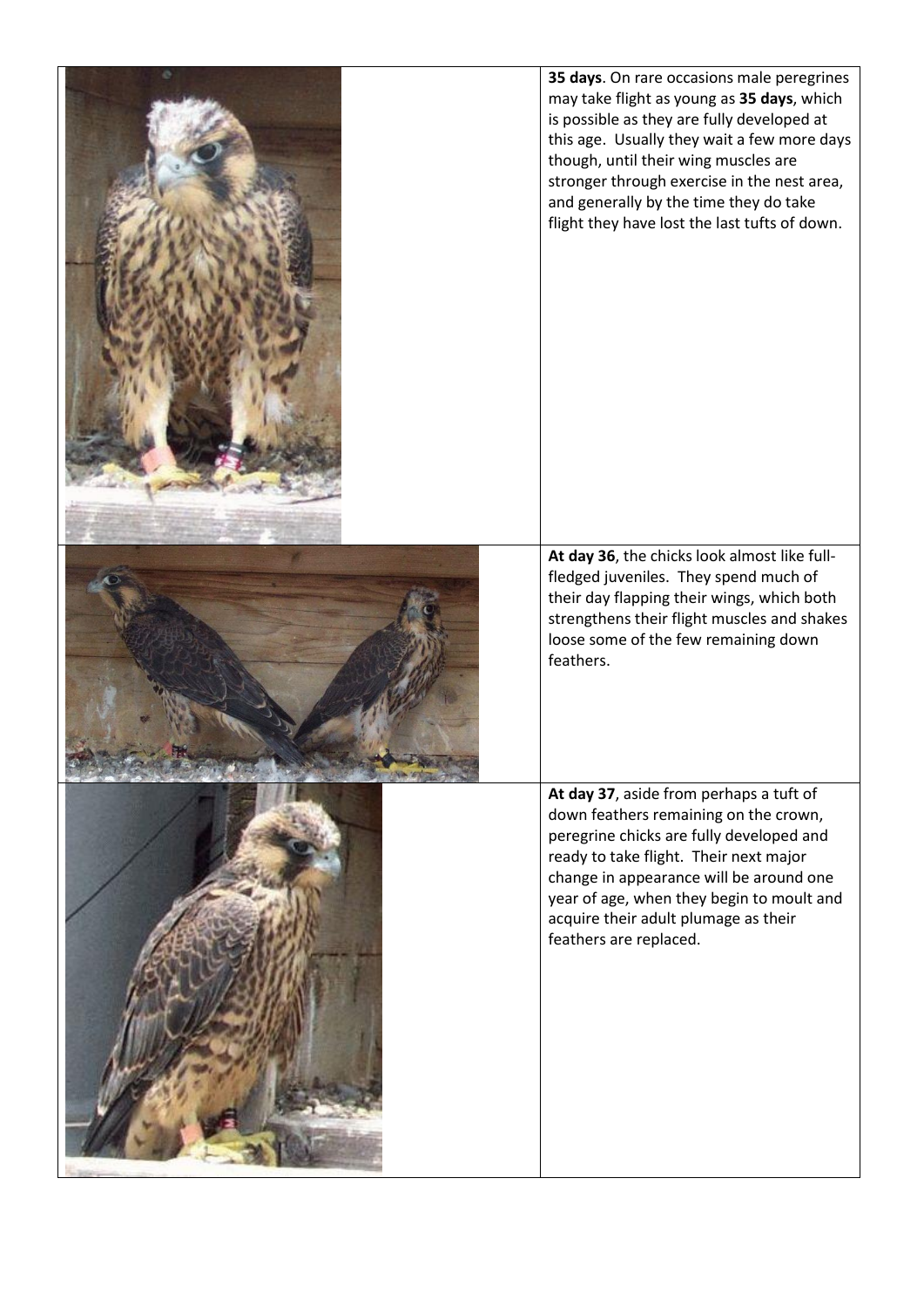**35 days**. On rare occasions male peregrines may take flight as young as **35 days**, which is possible as they are fully developed at this age. Usually they wait a few more days though, until their wing muscles are stronger through exercise in the nest area, and generally by the time they do take flight they have lost the last tufts of down.

**At day 36**, the chicks look almost like full-fledged juveniles. They spend much of their day flapping their wings, which both strengthens their flight muscles and shakes loose some of the few remaining down feathers.

**At day 37**, aside from perhaps a tuft of down feathers remaining on the crown, peregrine chicks are fully developed and ready to take flight. Their next major change in appearance will be around one year of age, when they begin to moult and acquire their adult plumage as their feathers are replaced.